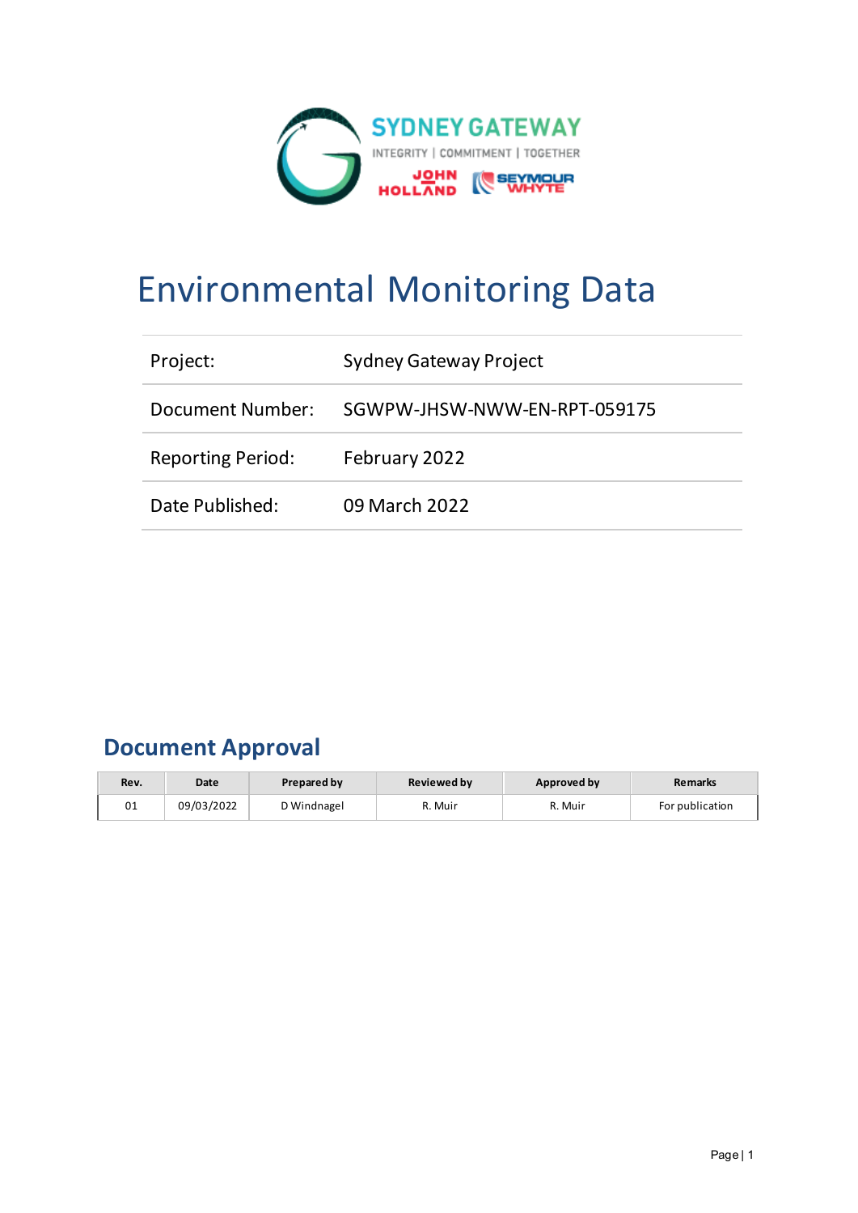# Environmental Monitoring Data

| Project: | Sydney Gateway Project |
|---|---|
| Document Number: | SGWPW-JHSW-NWW-EN-RPT-059175 |
| Reporting Period: | February 2022 |
| Date Published: | 09 March 2022 |

## Document Approval

| Rev. | Date | Prepared by | Reviewed by | Approved by | Remarks |
|---|---|---|---|---|---|
| 01 | 09/03/2022 | D Windnagel | R. Muir | R. Muir | For publication |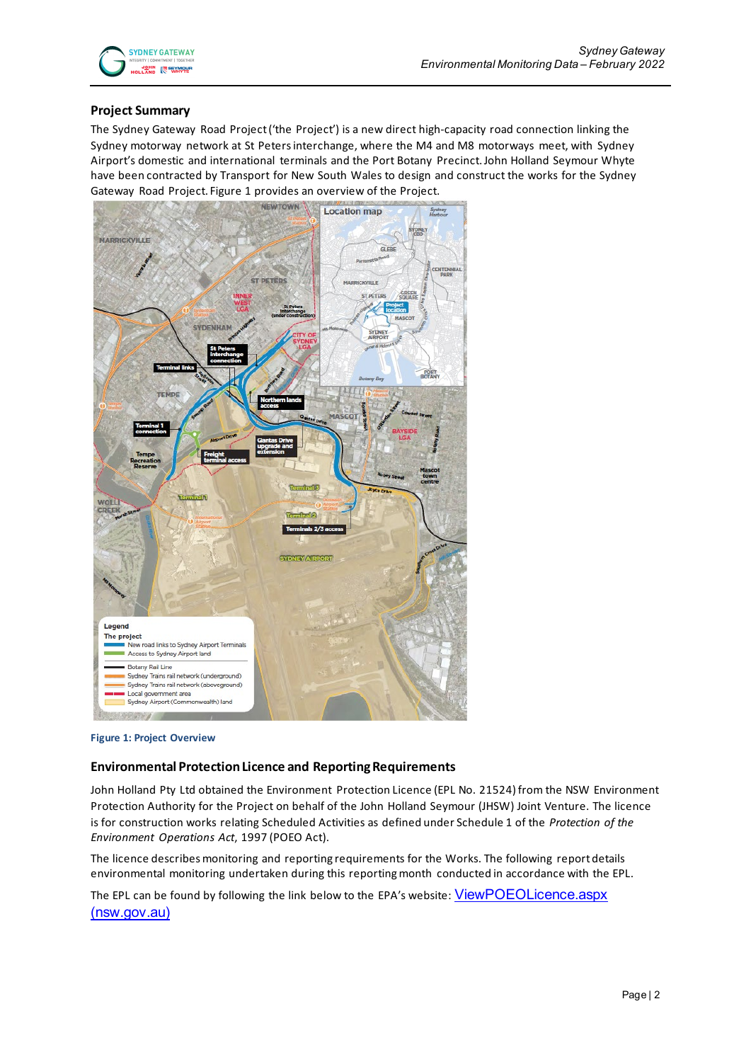## Project Summary

The Sydney Gateway Road Project ('the Project') is a new direct high-capacity road connection linking the Sydney motorway network at St Peters interchange, where the M4 and M8 motorways meet, with Sydney Airport's domestic and international terminals and the Port Botany Precinct. John Holland Seymour Whyte have been contracted by Transport for New South Wales to design and construct the works for the Sydney Gateway Road Project. Figure 1 provides an overview of the Project.

Figure 1: Project Overview

## Environmental Protection Licence and Reporting Requirements

John Holland Pty Ltd obtained the Environment Protection Licence (EPL No. 21524) from the NSW Environment Protection Authority for the Project on behalf of the John Holland Seymour (JHSW) Joint Venture. The licence is for construction works relating Scheduled Activities as defined under Schedule 1 of the *Protection of the Environment Operations Act*, 1997 (POEO Act).

The licence describes monitoring and reporting requirements for the Works. The following report details environmental monitoring undertaken during this reporting month conducted in accordance with the EPL.

The EPL can be found by following the link below to the EPA's website: ViewPOEOLicence.aspx (nsw.gov.au)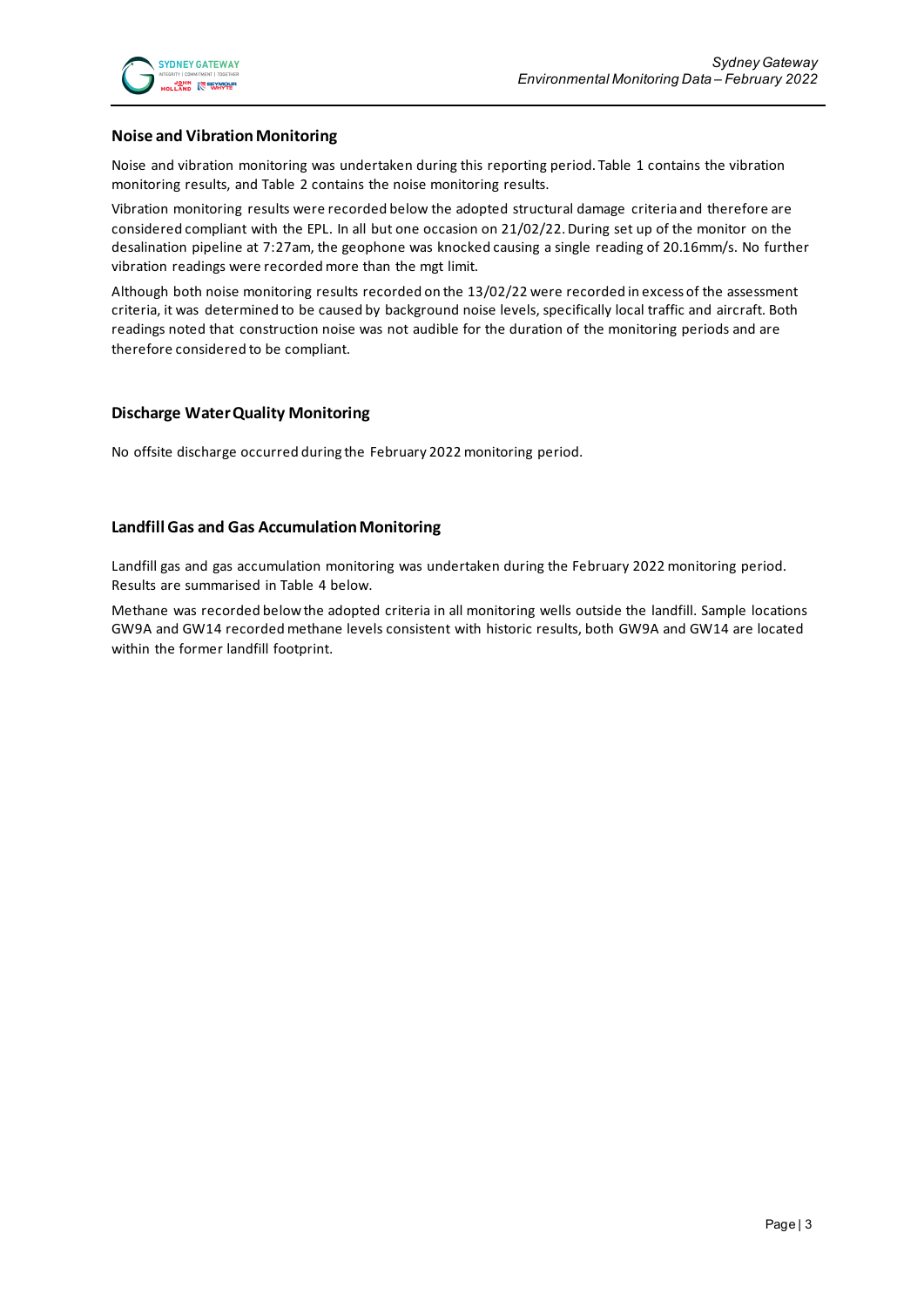## Noise and Vibration Monitoring

Noise and vibration monitoring was undertaken during this reporting period. Table 1 contains the vibration monitoring results, and Table 2 contains the noise monitoring results.

Vibration monitoring results were recorded below the adopted structural damage criteria and therefore are considered compliant with the EPL. In all but one occasion on 21/02/22. During set up of the monitor on the desalination pipeline at 7:27am, the geophone was knocked causing a single reading of 20.16mm/s. No further vibration readings were recorded more than the mgt limit.

Although both noise monitoring results recorded on the 13/02/22 were recorded in excess of the assessment criteria, it was determined to be caused by background noise levels, specifically local traffic and aircraft. Both readings noted that construction noise was not audible for the duration of the monitoring periods and are therefore considered to be compliant.

## Discharge Water Quality Monitoring

No offsite discharge occurred during the February 2022 monitoring period.

## Landfill Gas and Gas Accumulation Monitoring

Landfill gas and gas accumulation monitoring was undertaken during the February 2022 monitoring period. Results are summarised in Table 4 below.

Methane was recorded below the adopted criteria in all monitoring wells outside the landfill. Sample locations GW9A and GW14 recorded methane levels consistent with historic results, both GW9A and GW14 are located within the former landfill footprint.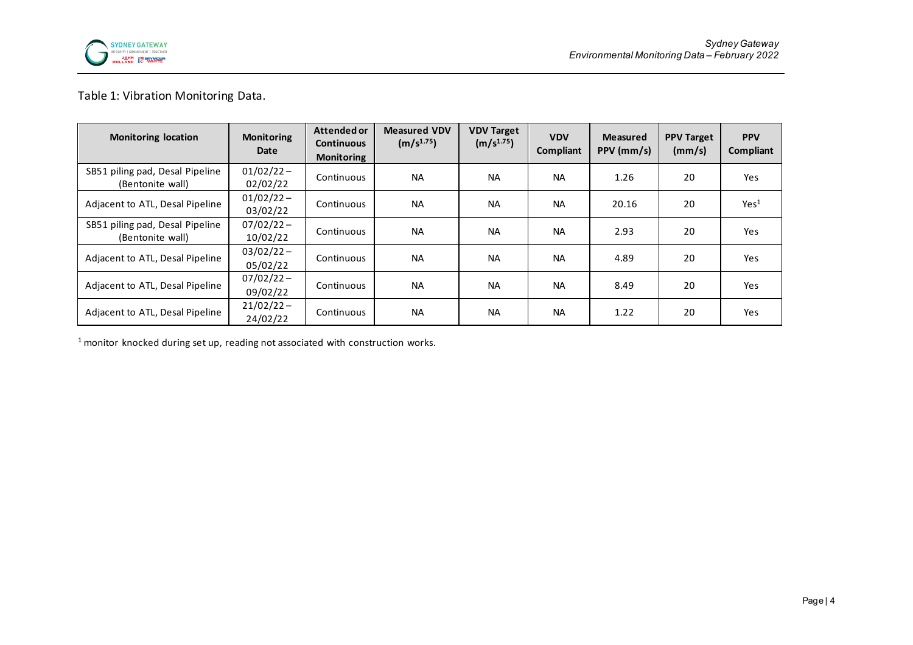Table 1: Vibration Monitoring Data.

| Monitoring location | Monitoring Date | Attended or Continuous Monitoring | Measured VDV ($m/s^{1.75}$) | VDV Target ($m/s^{1.75}$) | VDV Compliant | Measured PPV (mm/s) | PPV Target (mm/s) | PPV Compliant |
|---|---|---|---|---|---|---|---|---|
| SB51 piling pad, Desal Pipeline (Bentonite wall) | 01/02/22 – 02/02/22 | Continuous | NA | NA | NA | 1.26 | 20 | Yes |
| Adjacent to ATL, Desal Pipeline | 01/02/22 – 03/02/22 | Continuous | NA | NA | NA | 20.16 | 20 | Yes[1] |
| SB51 piling pad, Desal Pipeline (Bentonite wall) | 07/02/22 – 10/02/22 | Continuous | NA | NA | NA | 2.93 | 20 | Yes |
| Adjacent to ATL, Desal Pipeline | 03/02/22 – 05/02/22 | Continuous | NA | NA | NA | 4.89 | 20 | Yes |
| Adjacent to ATL, Desal Pipeline | 07/02/22 – 09/02/22 | Continuous | NA | NA | NA | 8.49 | 20 | Yes |
| Adjacent to ATL, Desal Pipeline | 21/02/22 – 24/02/22 | Continuous | NA | NA | NA | 1.22 | 20 | Yes |

[1] monitor knocked during set up, reading not associated with construction works.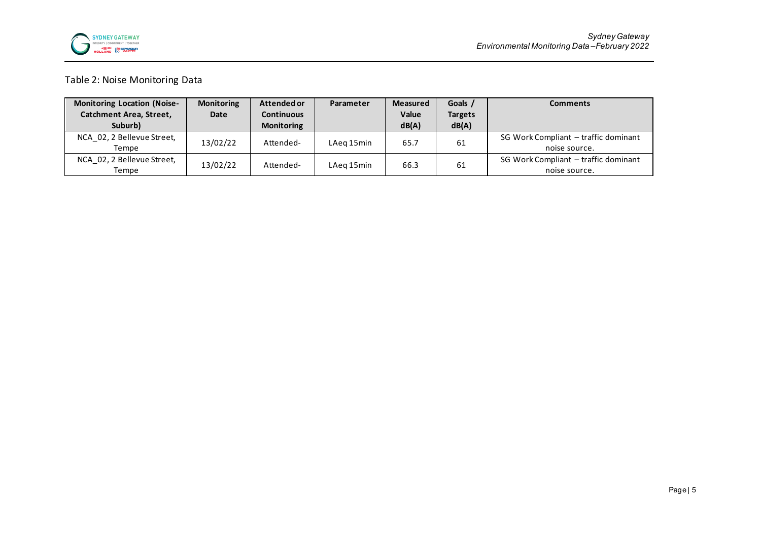Table 2: Noise Monitoring Data

| Monitoring Location (Noise-Catchment Area, Street, Suburb) | Monitoring Date | Attended or Continuous Monitoring | Parameter | Measured Value dB(A) | Goals / Targets dB(A) | Comments |
|---|---|---|---|---|---|---|
| NCA_02, 2 Bellevue Street, Tempe | 13/02/22 | Attended- | LAeq 15min | 65.7 | 61 | SG Work Compliant – traffic dominant noise source. |
| NCA_02, 2 Bellevue Street, Tempe | 13/02/22 | Attended- | LAeq 15min | 66.3 | 61 | SG Work Compliant – traffic dominant noise source. |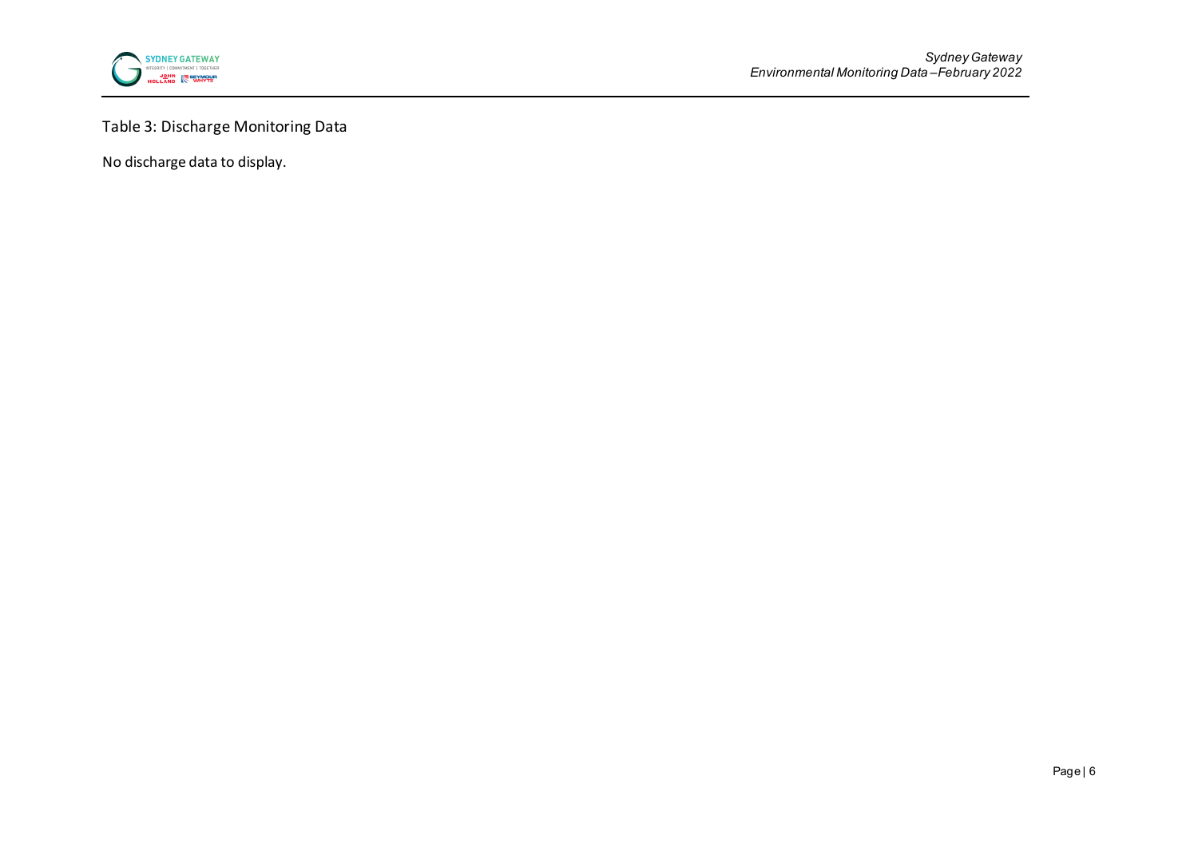Table 3: Discharge Monitoring Data

No discharge data to display.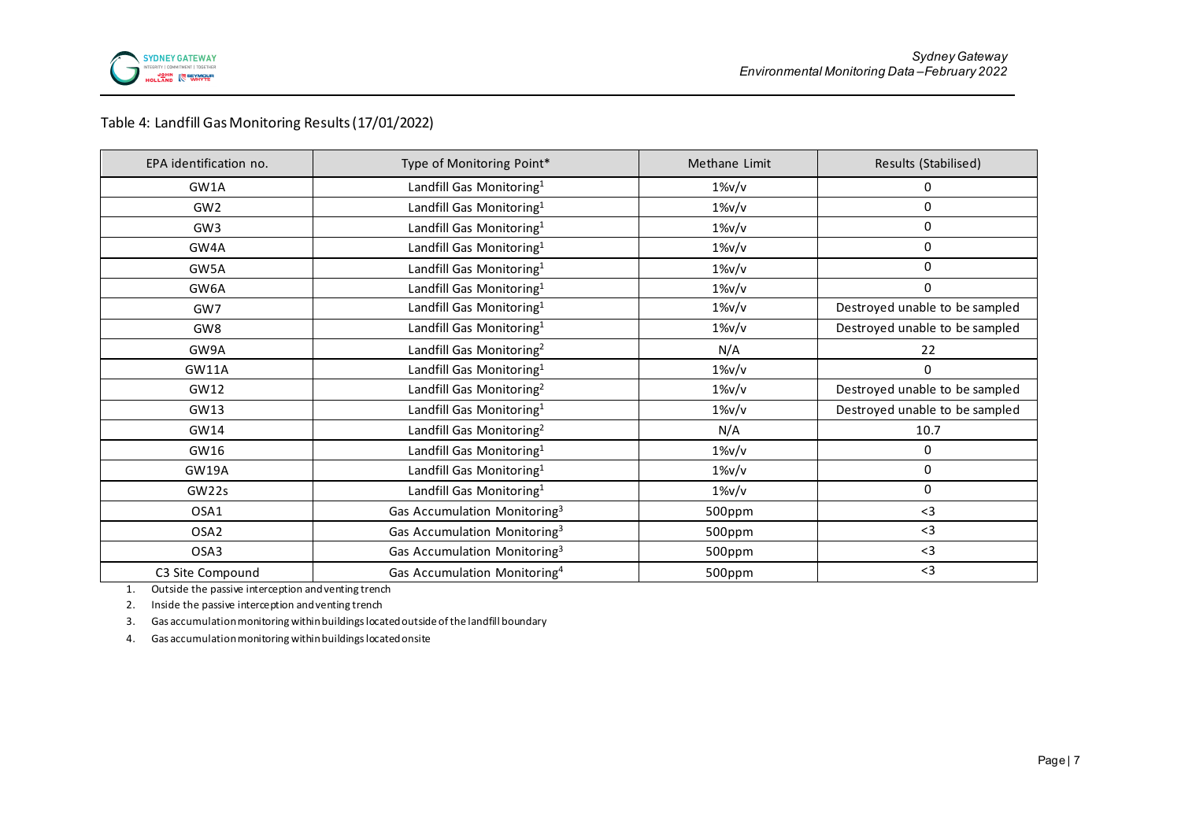Table 4: Landfill Gas Monitoring Results (17/01/2022)

| EPA identification no. | Type of Monitoring Point* | Methane Limit | Results (Stabilised) |
|---|---|---|---|
| GW1A | Landfill Gas Monitoring[1] | 1%v/v | 0 |
| GW2 | Landfill Gas Monitoring[1] | 1%v/v | 0 |
| GW3 | Landfill Gas Monitoring[1] | 1%v/v | 0 |
| GW4A | Landfill Gas Monitoring[1] | 1%v/v | 0 |
| GW5A | Landfill Gas Monitoring[1] | 1%v/v | 0 |
| GW6A | Landfill Gas Monitoring[1] | 1%v/v | 0 |
| GW7 | Landfill Gas Monitoring[1] | 1%v/v | Destroyed unable to be sampled |
| GW8 | Landfill Gas Monitoring[1] | 1%v/v | Destroyed unable to be sampled |
| GW9A | Landfill Gas Monitoring[2] | N/A | 22 |
| GW11A | Landfill Gas Monitoring[1] | 1%v/v | 0 |
| GW12 | Landfill Gas Monitoring[2] | 1%v/v | Destroyed unable to be sampled |
| GW13 | Landfill Gas Monitoring[1] | 1%v/v | Destroyed unable to be sampled |
| GW14 | Landfill Gas Monitoring[2] | N/A | 10.7 |
| GW16 | Landfill Gas Monitoring[1] | 1%v/v | 0 |
| GW19A | Landfill Gas Monitoring[1] | 1%v/v | 0 |
| GW22s | Landfill Gas Monitoring[1] | 1%v/v | 0 |
| OSA1 | Gas Accumulation Monitoring[3] | 500ppm | <3 |
| OSA2 | Gas Accumulation Monitoring[3] | 500ppm | <3 |
| OSA3 | Gas Accumulation Monitoring[3] | 500ppm | <3 |
| C3 Site Compound | Gas Accumulation Monitoring[4] | 500ppm | <3 |

1. Outside the passive interception and venting trench
2. Inside the passive interception and venting trench
3. Gas accumulation monitoring within buildings located outside of the landfill boundary
4. Gas accumulation monitoring within buildings located onsite